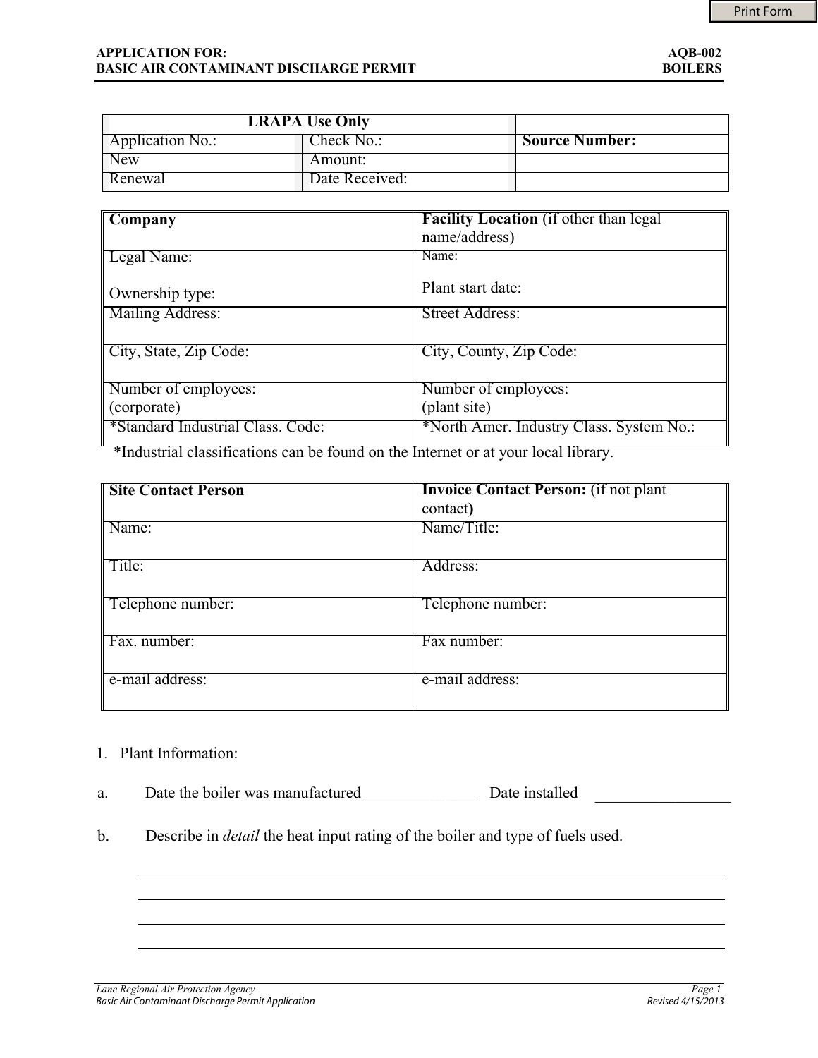APPLICATION FOR: BASIC AIR CONTAMINANT DISCHARGE PERMIT

AQB-002 BOILERS

| LRAPA Use Only | | |
|---|---|---|
| Application No.: | Check No.: | **Source Number:** |
| New | Amount: | |
| Renewal | Date Received: | |

| **Company** | **Facility Location** (if other than legal name/address) |
|---|---|
| Legal Name:<br><br>Ownership type: | Name:<br><br>Plant start date: |
| Mailing Address: | Street Address: |
| City, State, Zip Code: | City, County, Zip Code: |
| Number of employees: (corporate) | Number of employees: (plant site) |
| *Standard Industrial Class. Code: | *North Amer. Industry Class. System No.: |

*Industrial classifications can be found on the Internet or at your local library.

| **Site Contact Person** | **Invoice Contact Person:** (if not plant contact**)** |
|---|---|
| Name: | Name/Title: |
| Title: | Address: |
| Telephone number: | Telephone number: |
| Fax. number: | Fax number: |
| e-mail address: | e-mail address: |

1. Plant Information:

a. Date the boiler was manufactured ______________ Date installed _________________

b. Describe in *detail* the heat input rating of the boiler and type of fuels used.

_______________________________________________________________________________

_______________________________________________________________________________

_______________________________________________________________________________

_______________________________________________________________________________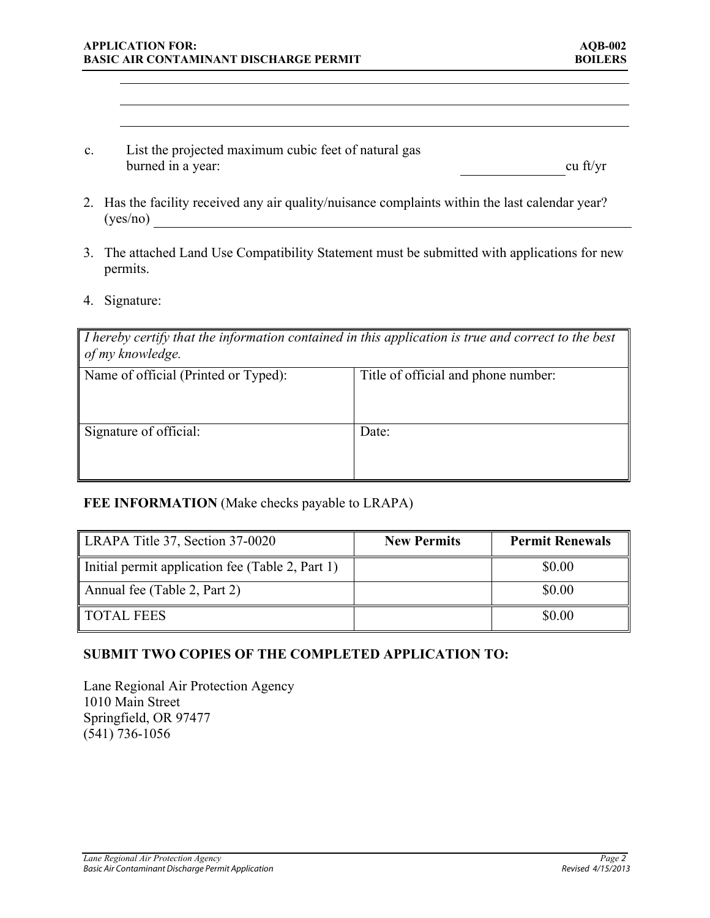c. List the projected maximum cubic feet of natural gas burned in a year: ______________ cu ft/yr

2. Has the facility received any air quality/nuisance complaints within the last calendar year? (yes/no) ______________________________

3. The attached Land Use Compatibility Statement must be submitted with applications for new permits.

4. Signature:

| *I hereby certify that the information contained in this application is true and correct to the best of my knowledge.* | |
|---|---|
| Name of official (Printed or Typed): | Title of official and phone number: |
| Signature of official: | Date: |

**FEE INFORMATION** (Make checks payable to LRAPA)

| LRAPA Title 37, Section 37-0020 | **New Permits** | **Permit Renewals** |
|---|---|---|
| Initial permit application fee (Table 2, Part 1) | | $0.00 |
| Annual fee (Table 2, Part 2) | | $0.00 |
| TOTAL FEES | | $0.00 |

**SUBMIT TWO COPIES OF THE COMPLETED APPLICATION TO:**

Lane Regional Air Protection Agency
1010 Main Street
Springfield, OR 97477
(541) 736-1056